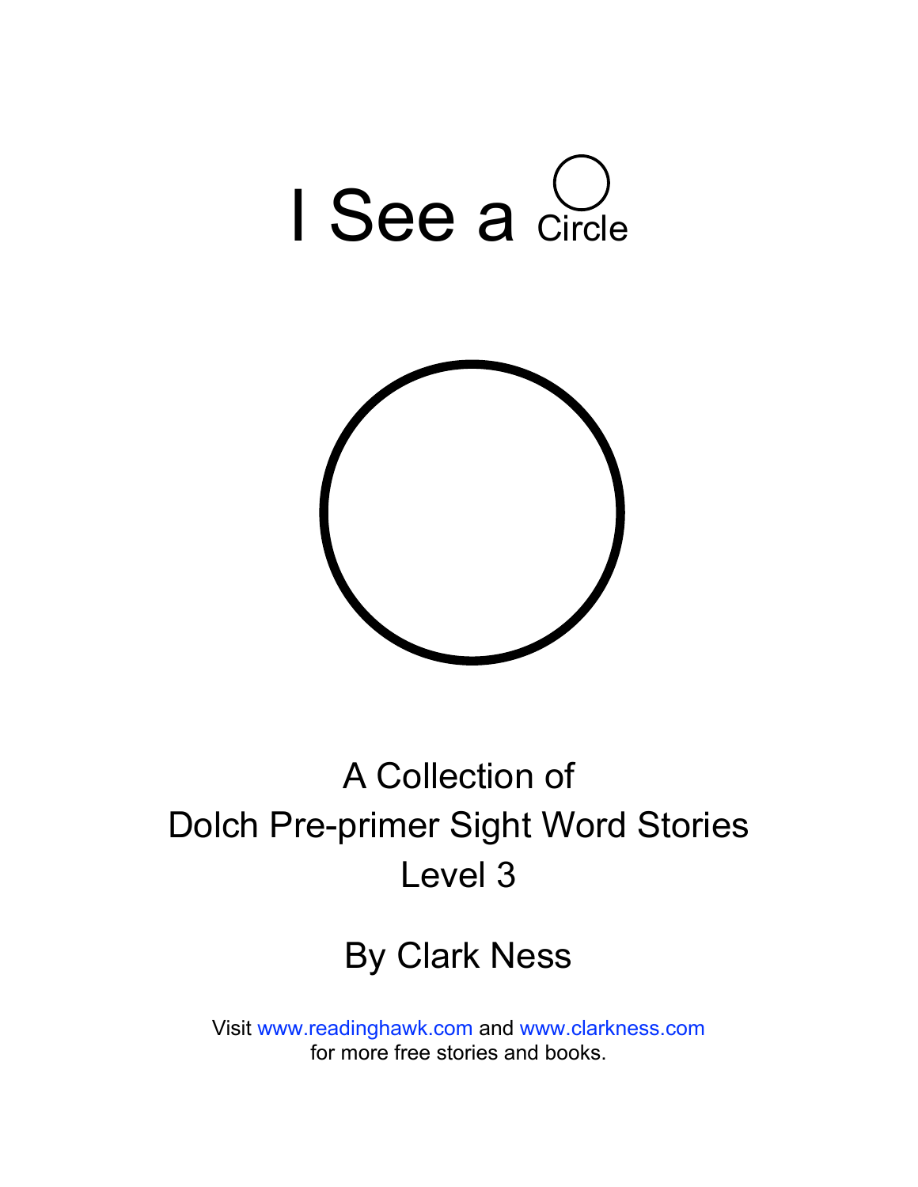# I See a Circle

A Collection of
Dolch Pre-primer Sight Word Stories
Level 3

By Clark Ness

Visit www.readinghawk.com and www.clarkness.com
for more free stories and books.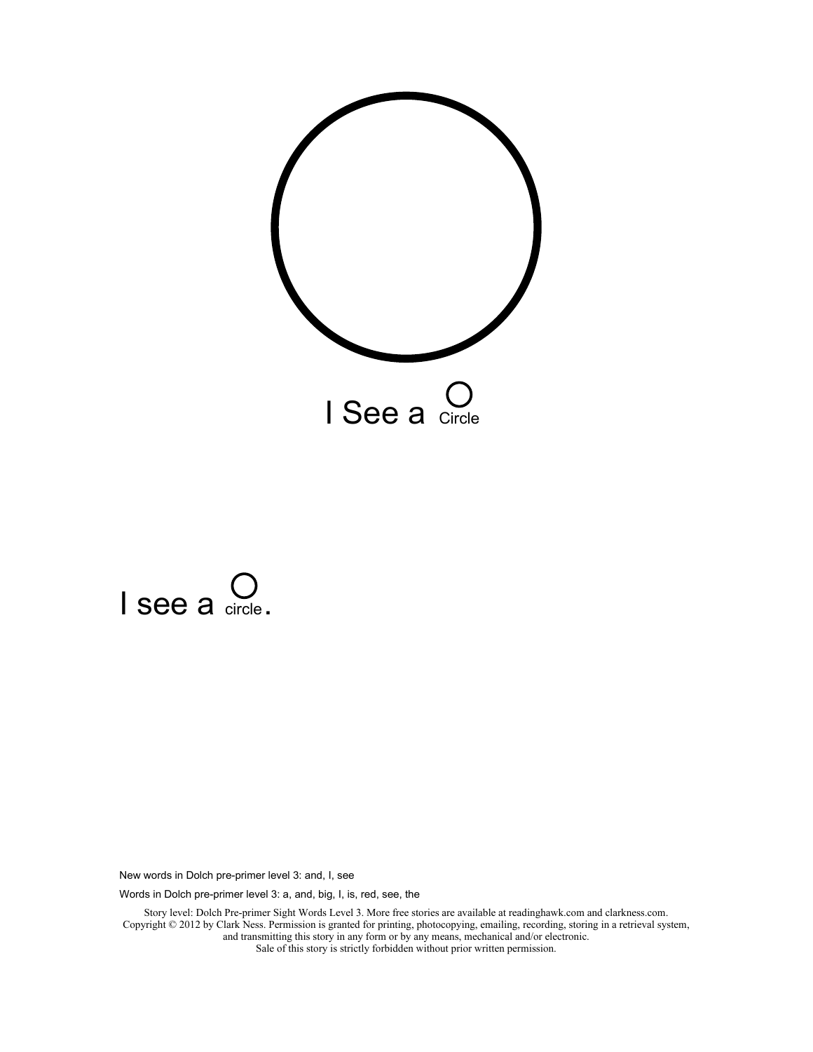# I See a ○ Circle

I see a ○ circle.

New words in Dolch pre-primer level 3: and, I, see

Words in Dolch pre-primer level 3: a, and, big, I, is, red, see, the

Story level: Dolch Pre-primer Sight Words Level 3. More free stories are available at readinghawk.com and clarkness.com. Copyright © 2012 by Clark Ness. Permission is granted for printing, photocopying, emailing, recording, storing in a retrieval system, and transmitting this story in any form or by any means, mechanical and/or electronic. Sale of this story is strictly forbidden without prior written permission.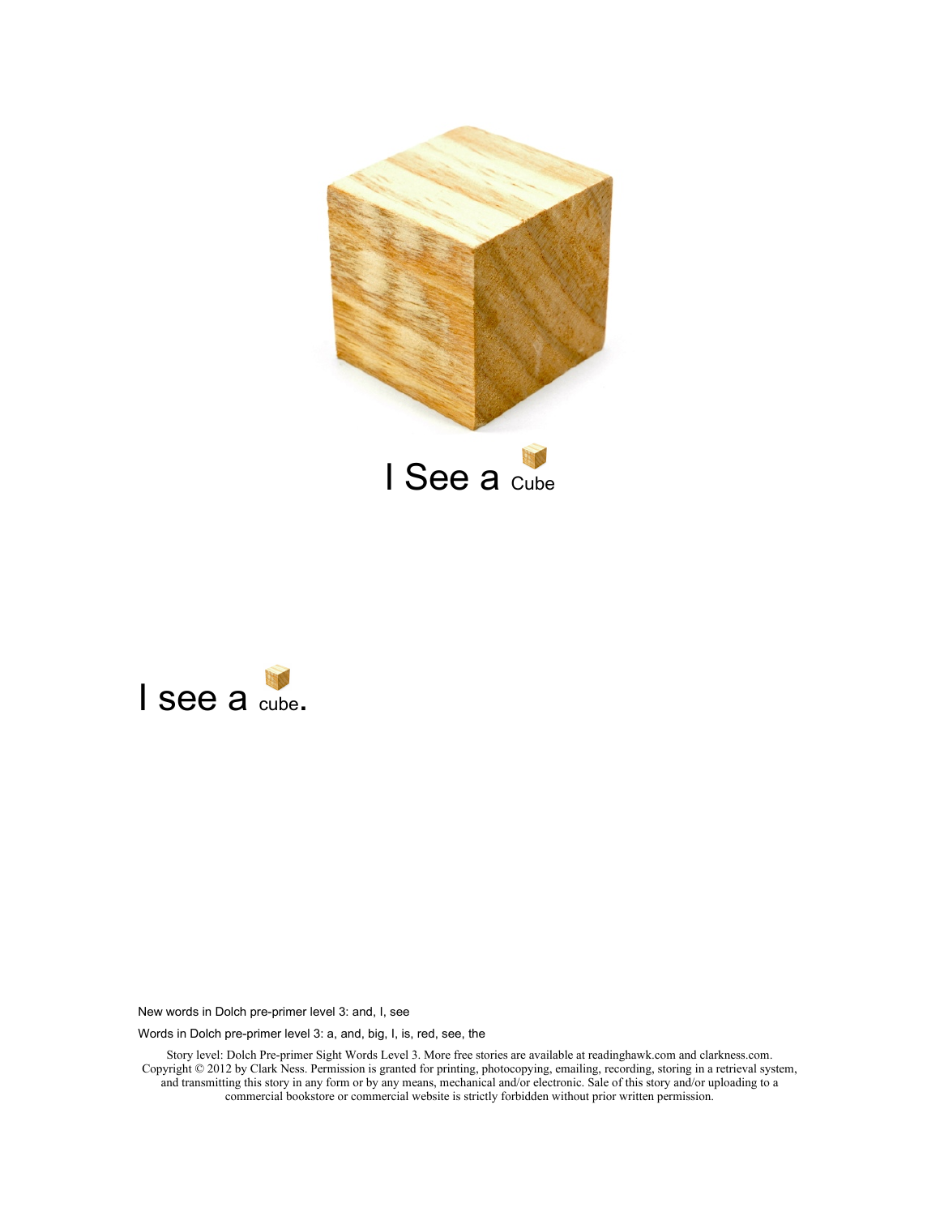# I See a Cube

I see a cube.

New words in Dolch pre-primer level 3: and, I, see

Words in Dolch pre-primer level 3: a, and, big, I, is, red, see, the

Story level: Dolch Pre-primer Sight Words Level 3. More free stories are available at readinghawk.com and clarkness.com. Copyright © 2012 by Clark Ness. Permission is granted for printing, photocopying, emailing, recording, storing in a retrieval system, and transmitting this story in any form or by any means, mechanical and/or electronic. Sale of this story and/or uploading to a commercial bookstore or commercial website is strictly forbidden without prior written permission.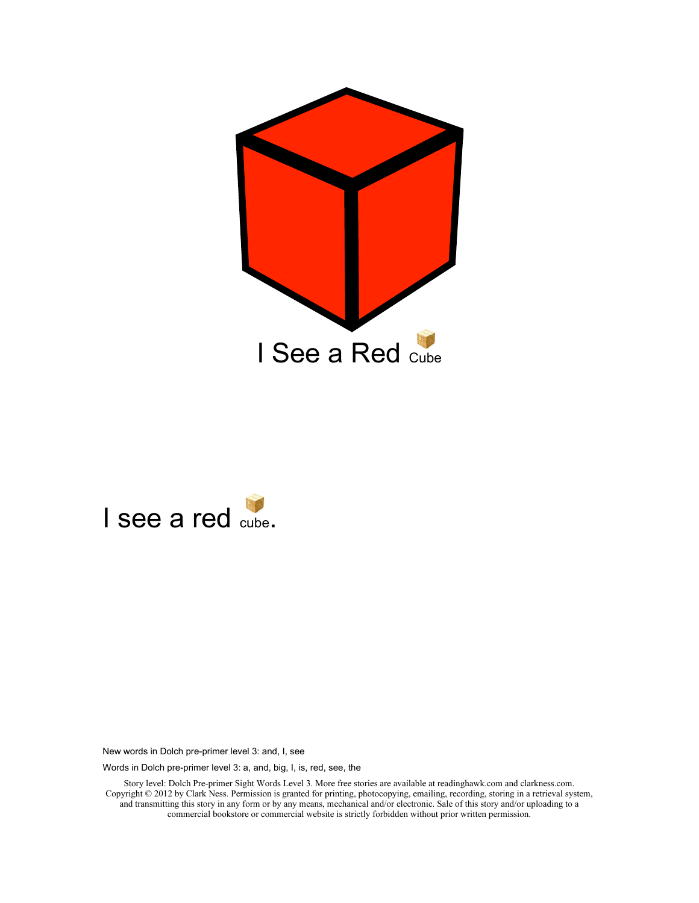I See a Red Cube

I see a red cube.

New words in Dolch pre-primer level 3: and, I, see

Words in Dolch pre-primer level 3: a, and, big, I, is, red, see, the

Story level: Dolch Pre-primer Sight Words Level 3. More free stories are available at readinghawk.com and clarkness.com. Copyright © 2012 by Clark Ness. Permission is granted for printing, photocopying, emailing, recording, storing in a retrieval system, and transmitting this story in any form or by any means, mechanical and/or electronic. Sale of this story and/or uploading to a commercial bookstore or commercial website is strictly forbidden without prior written permission.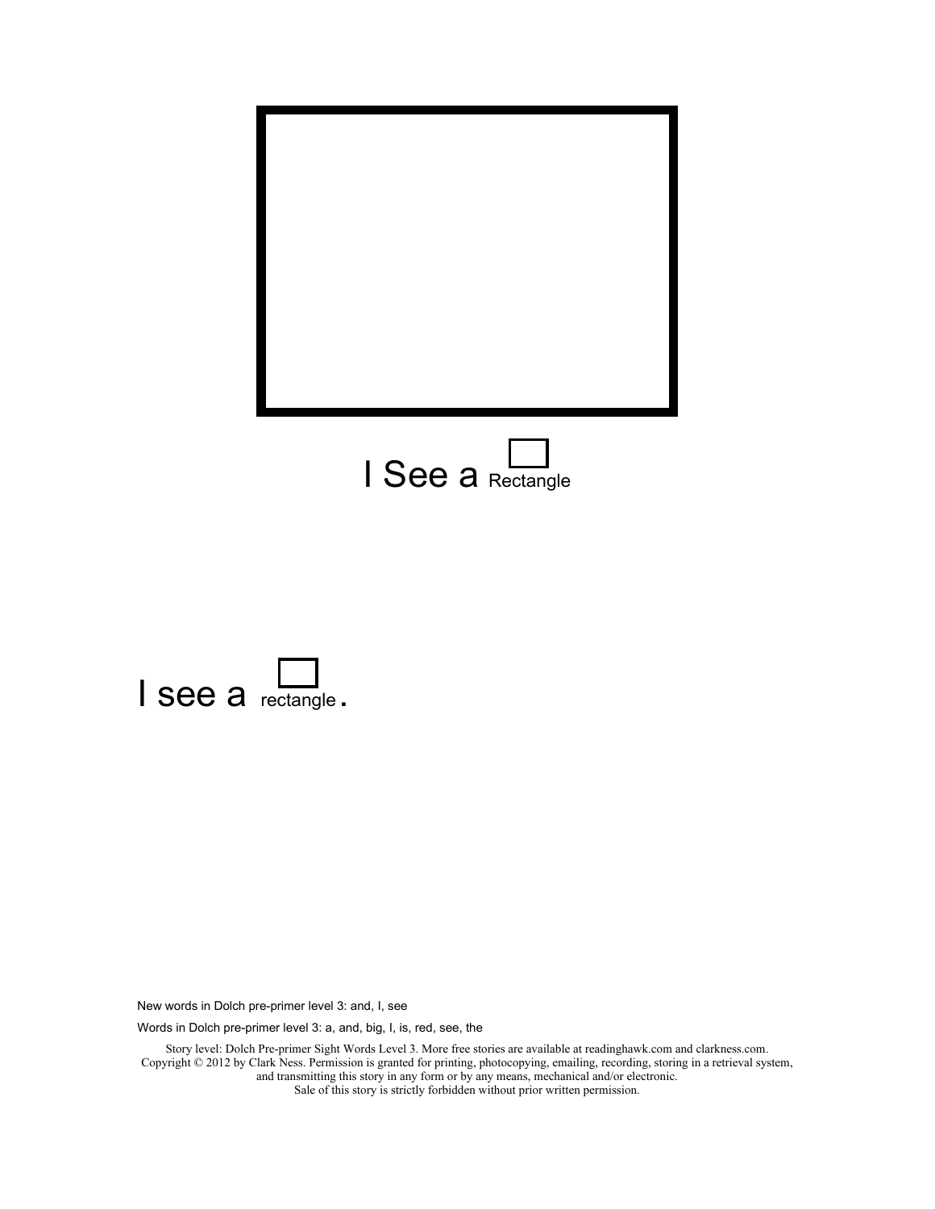I See a Rectangle

I see a rectangle.

New words in Dolch pre-primer level 3: and, I, see

Words in Dolch pre-primer level 3: a, and, big, I, is, red, see, the

Story level: Dolch Pre-primer Sight Words Level 3. More free stories are available at readinghawk.com and clarkness.com.
Copyright © 2012 by Clark Ness. Permission is granted for printing, photocopying, emailing, recording, storing in a retrieval system, and transmitting this story in any form or by any means, mechanical and/or electronic.
Sale of this story is strictly forbidden without prior written permission.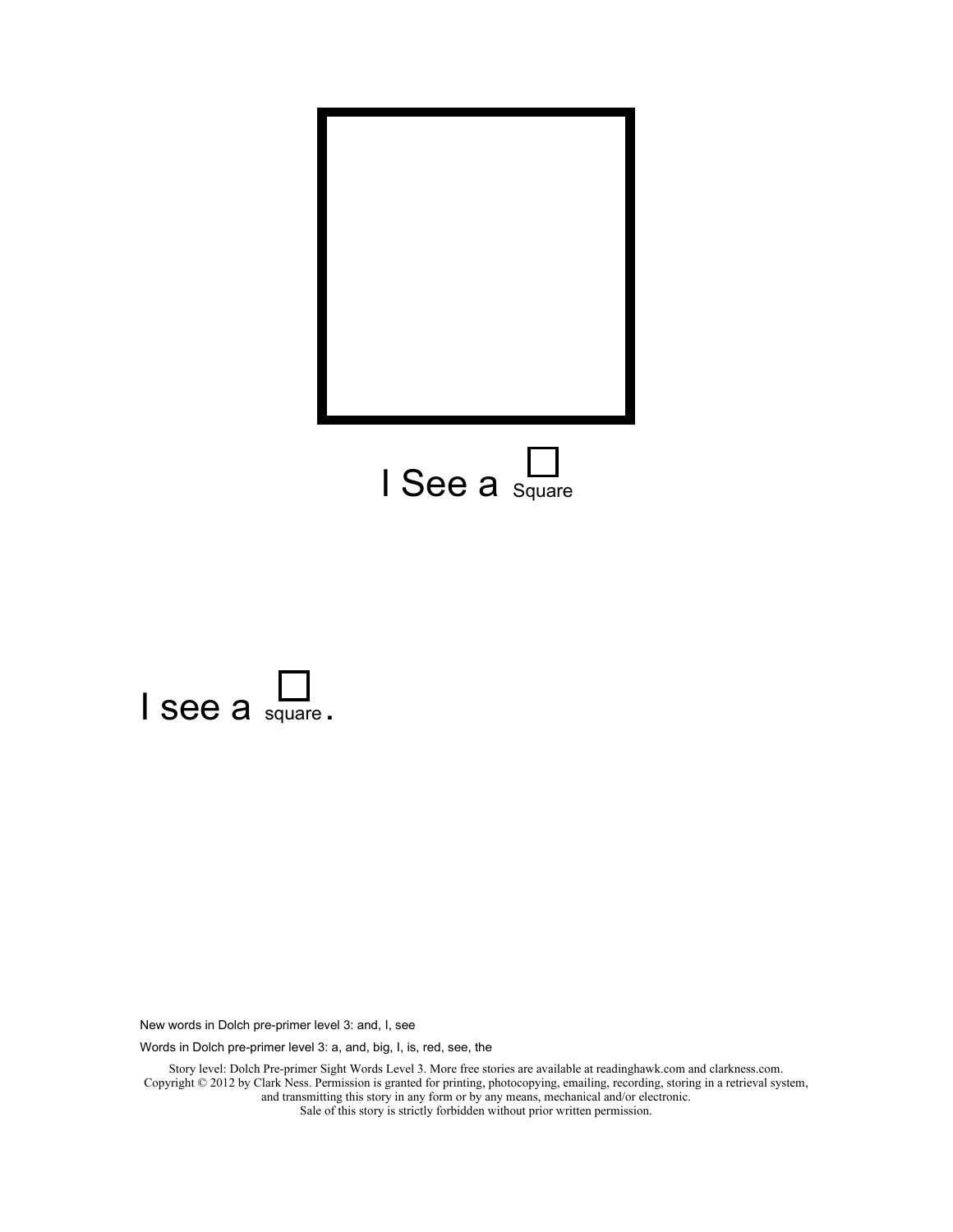I See a □ Square

I see a □ square.

New words in Dolch pre-primer level 3: and, I, see

Words in Dolch pre-primer level 3: a, and, big, I, is, red, see, the

Story level: Dolch Pre-primer Sight Words Level 3. More free stories are available at readinghawk.com and clarkness.com.
Copyright © 2012 by Clark Ness. Permission is granted for printing, photocopying, emailing, recording, storing in a retrieval system, and transmitting this story in any form or by any means, mechanical and/or electronic.
Sale of this story is strictly forbidden without prior written permission.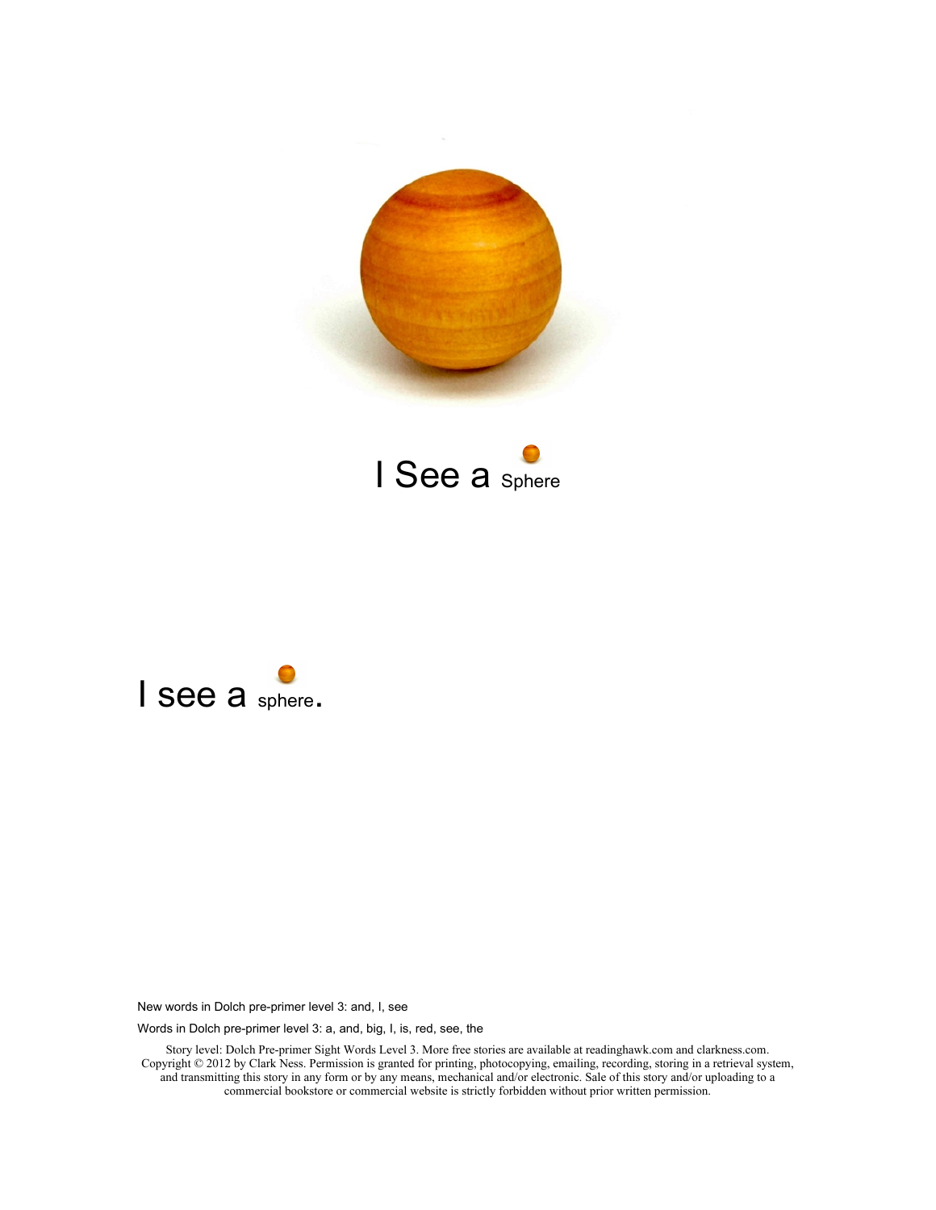I See a Sphere

I see a sphere.

New words in Dolch pre-primer level 3: and, I, see

Words in Dolch pre-primer level 3: a, and, big, I, is, red, see, the

Story level: Dolch Pre-primer Sight Words Level 3. More free stories are available at readinghawk.com and clarkness.com. Copyright © 2012 by Clark Ness. Permission is granted for printing, photocopying, emailing, recording, storing in a retrieval system, and transmitting this story in any form or by any means, mechanical and/or electronic. Sale of this story and/or uploading to a commercial bookstore or commercial website is strictly forbidden without prior written permission.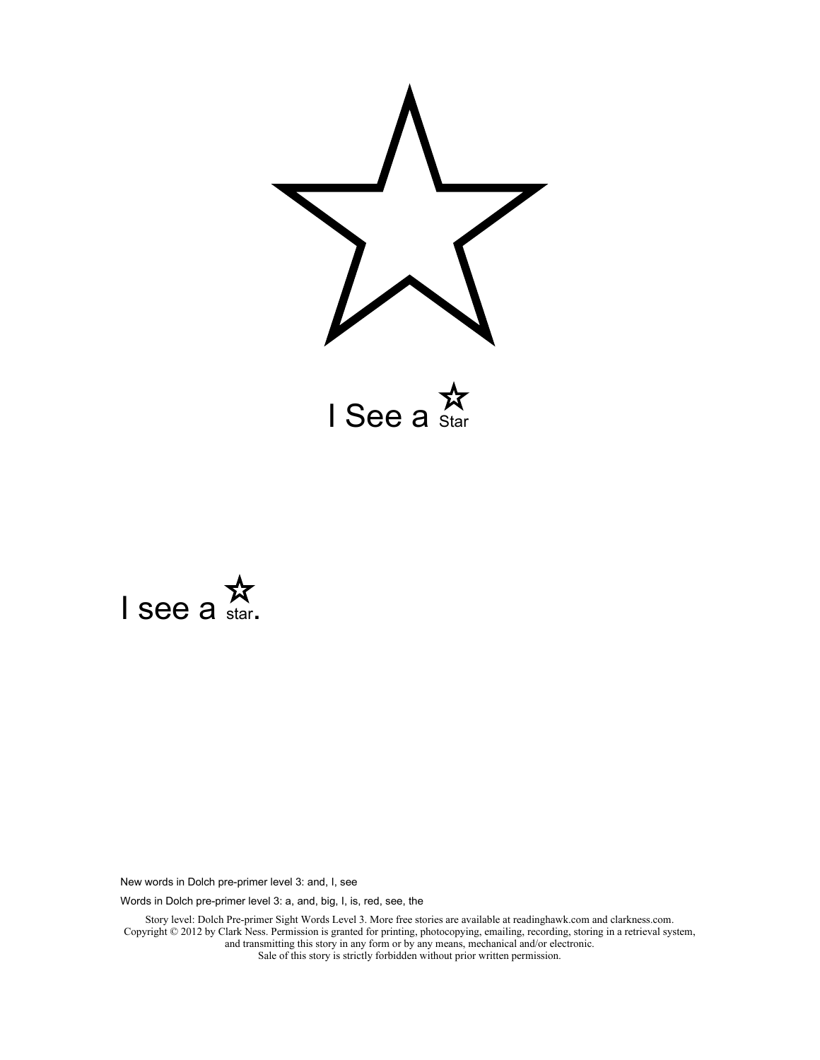# I See a Star

I see a star.

New words in Dolch pre-primer level 3: and, I, see

Words in Dolch pre-primer level 3: a, and, big, I, is, red, see, the

Story level: Dolch Pre-primer Sight Words Level 3. More free stories are available at readinghawk.com and clarkness.com.
Copyright © 2012 by Clark Ness. Permission is granted for printing, photocopying, emailing, recording, storing in a retrieval system, and transmitting this story in any form or by any means, mechanical and/or electronic.
Sale of this story is strictly forbidden without prior written permission.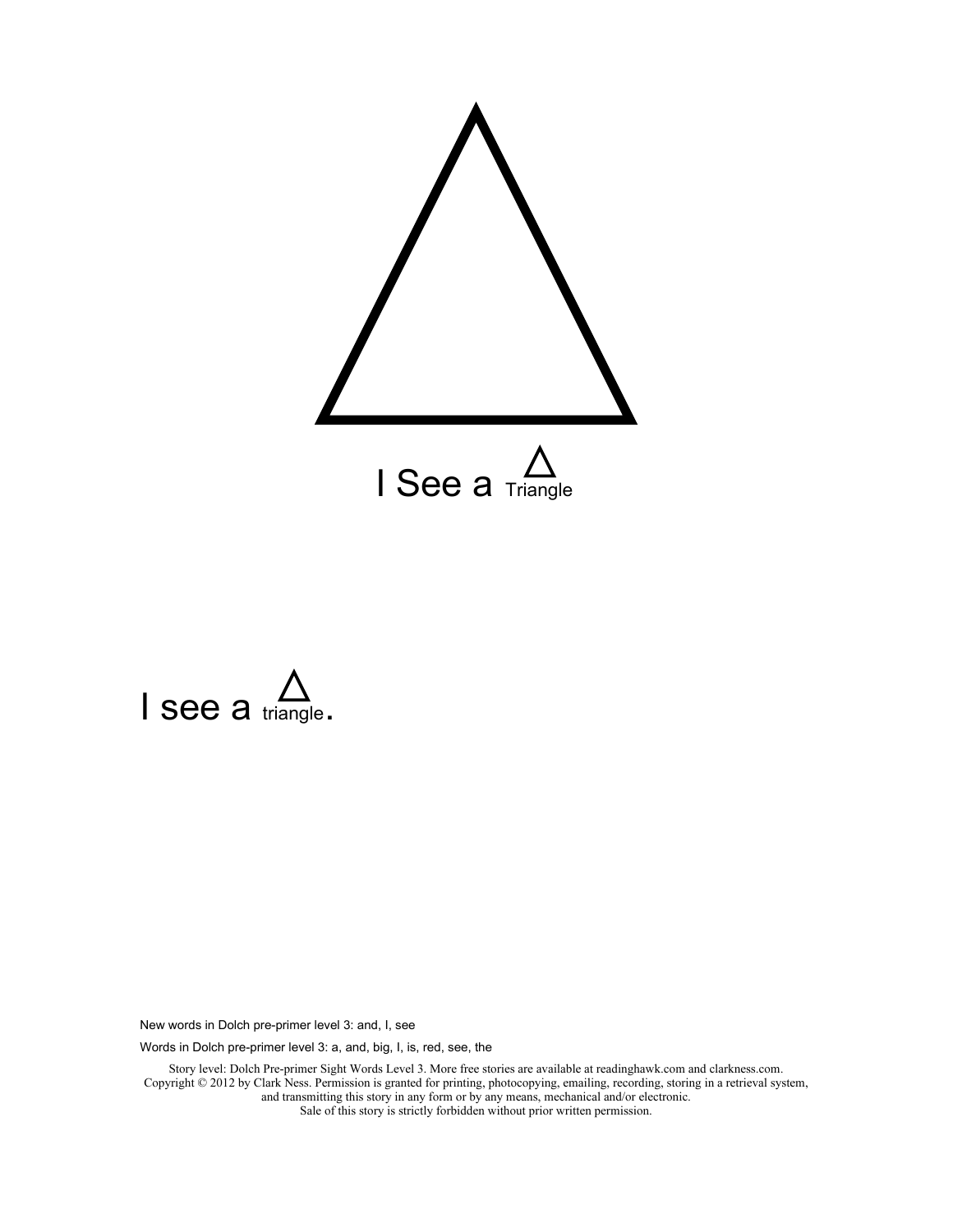I See a △ Triangle

I see a △ triangle.

New words in Dolch pre-primer level 3: and, I, see

Words in Dolch pre-primer level 3: a, and, big, I, is, red, see, the

Story level: Dolch Pre-primer Sight Words Level 3. More free stories are available at readinghawk.com and clarkness.com.
Copyright © 2012 by Clark Ness. Permission is granted for printing, photocopying, emailing, recording, storing in a retrieval system, and transmitting this story in any form or by any means, mechanical and/or electronic.
Sale of this story is strictly forbidden without prior written permission.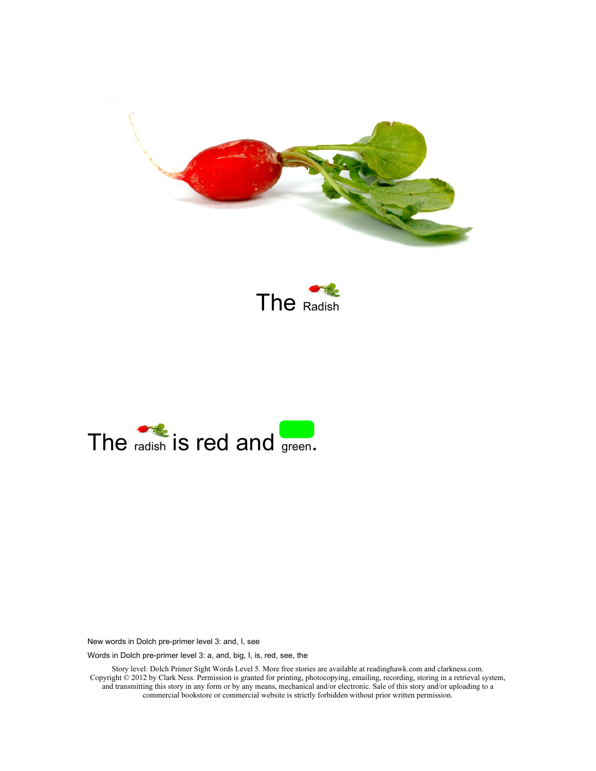The Radish

The radish is red and green.

New words in Dolch pre-primer level 3: and, I, see

Words in Dolch pre-primer level 3: a, and, big, I, is, red, see, the

Story level: Dolch Primer Sight Words Level 5. More free stories are available at readinghawk.com and clarkness.com. Copyright © 2012 by Clark Ness. Permission is granted for printing, photocopying, emailing, recording, storing in a retrieval system, and transmitting this story in any form or by any means, mechanical and/or electronic. Sale of this story and/or uploading to a commercial bookstore or commercial website is strictly forbidden without prior written permission.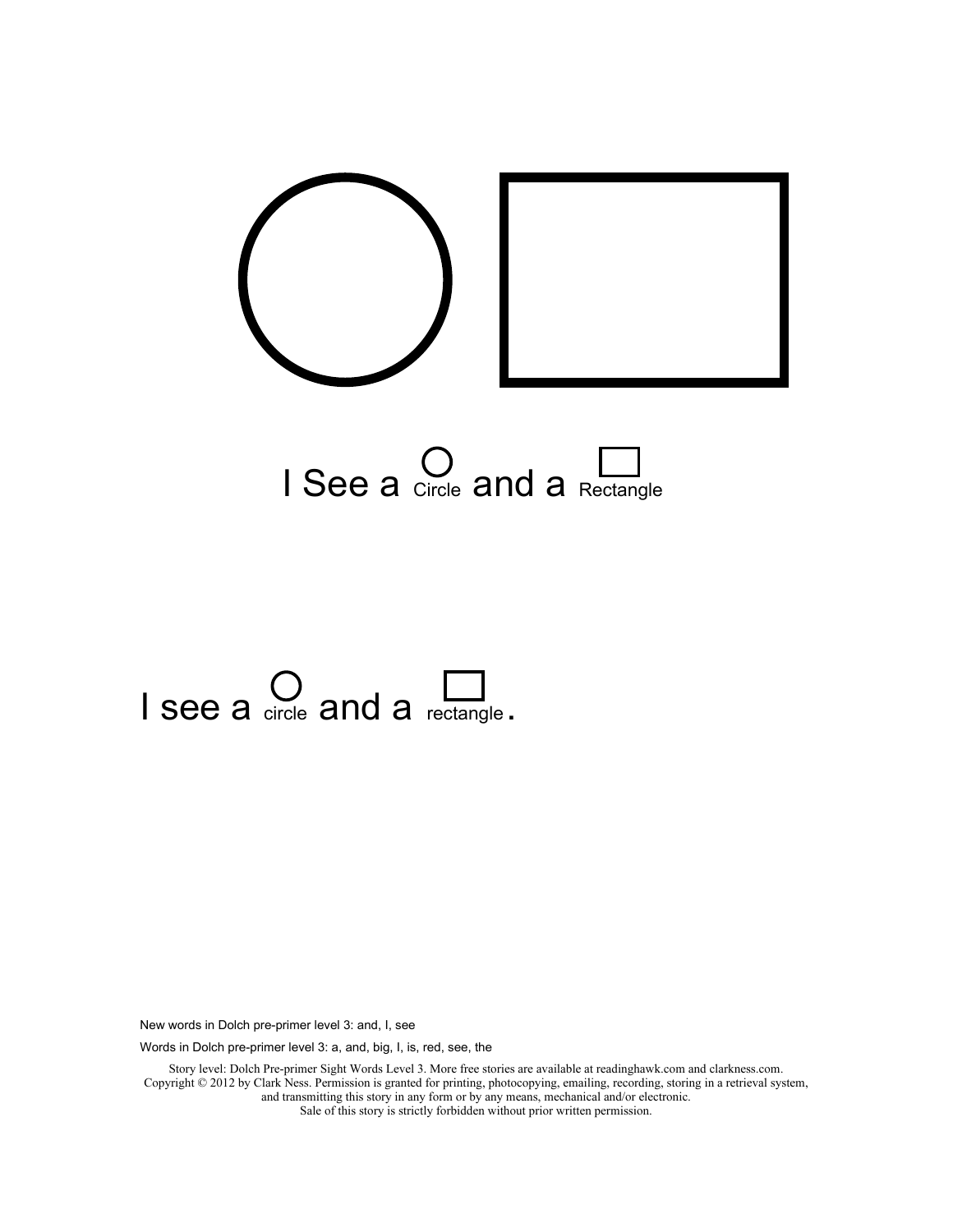I See a Circle and a Rectangle

I see a circle and a rectangle.

New words in Dolch pre-primer level 3: and, I, see

Words in Dolch pre-primer level 3: a, and, big, I, is, red, see, the

Story level: Dolch Pre-primer Sight Words Level 3. More free stories are available at readinghawk.com and clarkness.com.
Copyright © 2012 by Clark Ness. Permission is granted for printing, photocopying, emailing, recording, storing in a retrieval system, and transmitting this story in any form or by any means, mechanical and/or electronic.
Sale of this story is strictly forbidden without prior written permission.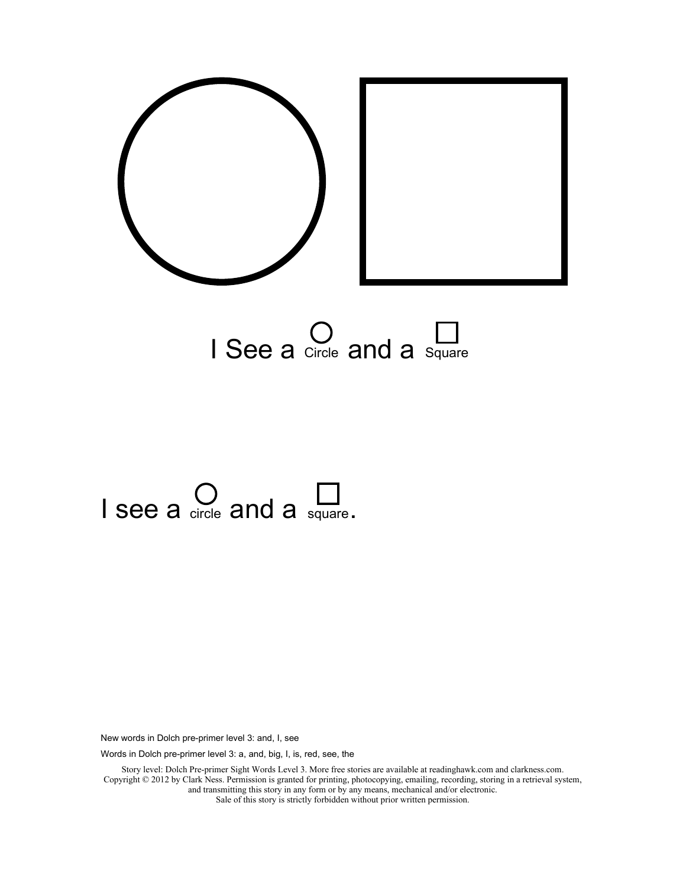I See a Circle and a Square

I see a circle and a square.

New words in Dolch pre-primer level 3: and, I, see

Words in Dolch pre-primer level 3: a, and, big, I, is, red, see, the

Story level: Dolch Pre-primer Sight Words Level 3. More free stories are available at readinghawk.com and clarkness.com.
Copyright © 2012 by Clark Ness. Permission is granted for printing, photocopying, emailing, recording, storing in a retrieval system, and transmitting this story in any form or by any means, mechanical and/or electronic.
Sale of this story is strictly forbidden without prior written permission.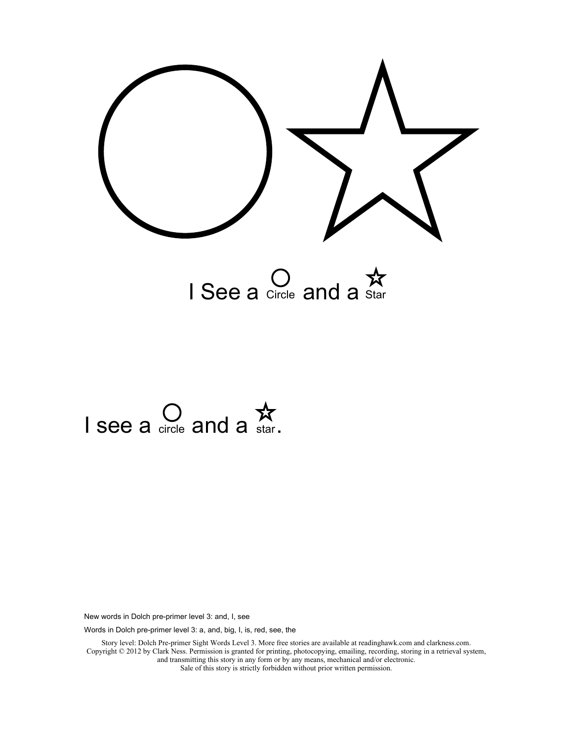I See a Circle and a Star

I see a circle and a star.

New words in Dolch pre-primer level 3: and, I, see

Words in Dolch pre-primer level 3: a, and, big, I, is, red, see, the

Story level: Dolch Pre-primer Sight Words Level 3. More free stories are available at readinghawk.com and clarkness.com.
Copyright © 2012 by Clark Ness. Permission is granted for printing, photocopying, emailing, recording, storing in a retrieval system, and transmitting this story in any form or by any means, mechanical and/or electronic.
Sale of this story is strictly forbidden without prior written permission.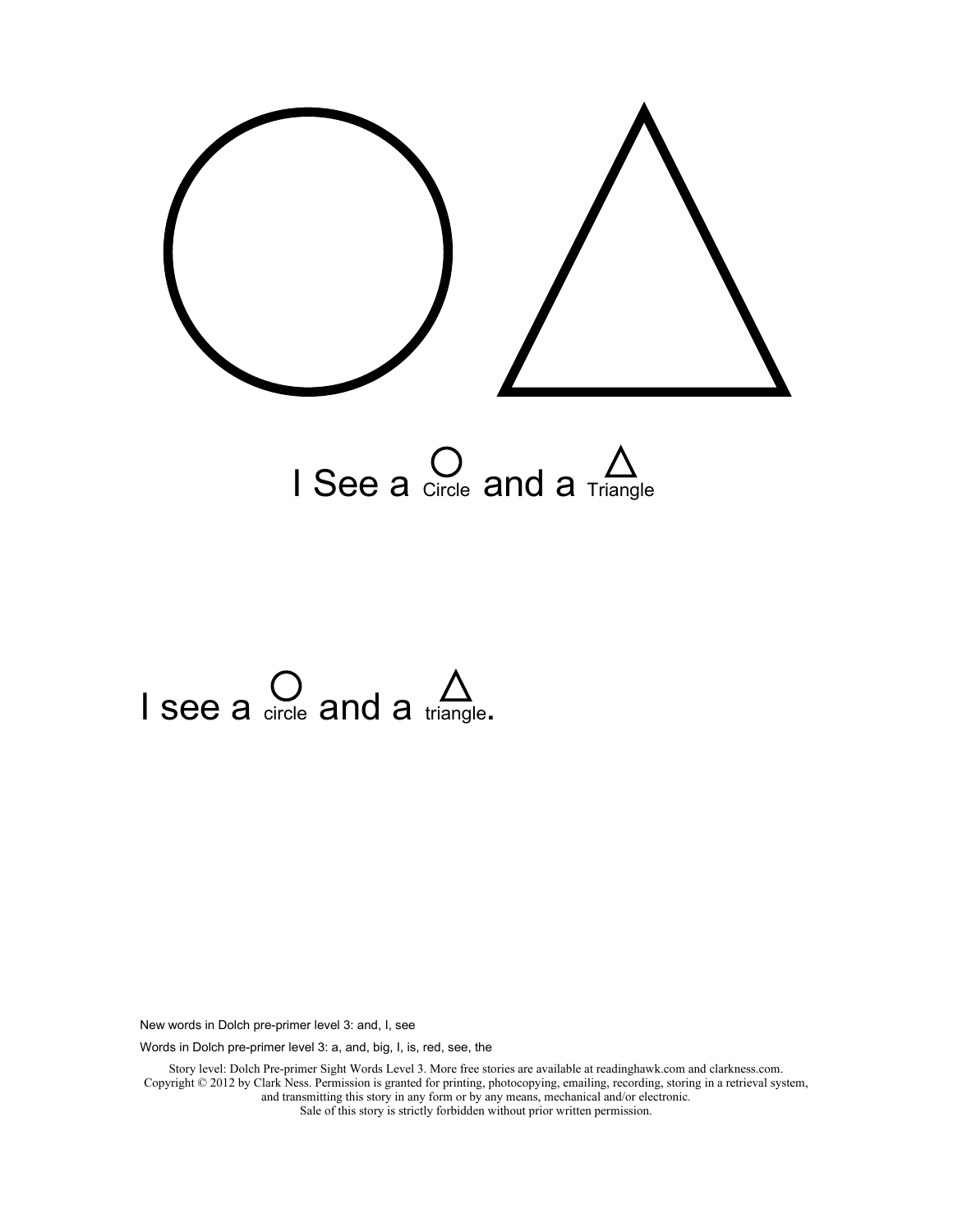I See a ○ Circle and a △ Triangle

I see a ○ circle and a △ triangle.

New words in Dolch pre-primer level 3: and, I, see

Words in Dolch pre-primer level 3: a, and, big, I, is, red, see, the

Story level: Dolch Pre-primer Sight Words Level 3. More free stories are available at readinghawk.com and clarkness.com.
Copyright © 2012 by Clark Ness. Permission is granted for printing, photocopying, emailing, recording, storing in a retrieval system, and transmitting this story in any form or by any means, mechanical and/or electronic.
Sale of this story is strictly forbidden without prior written permission.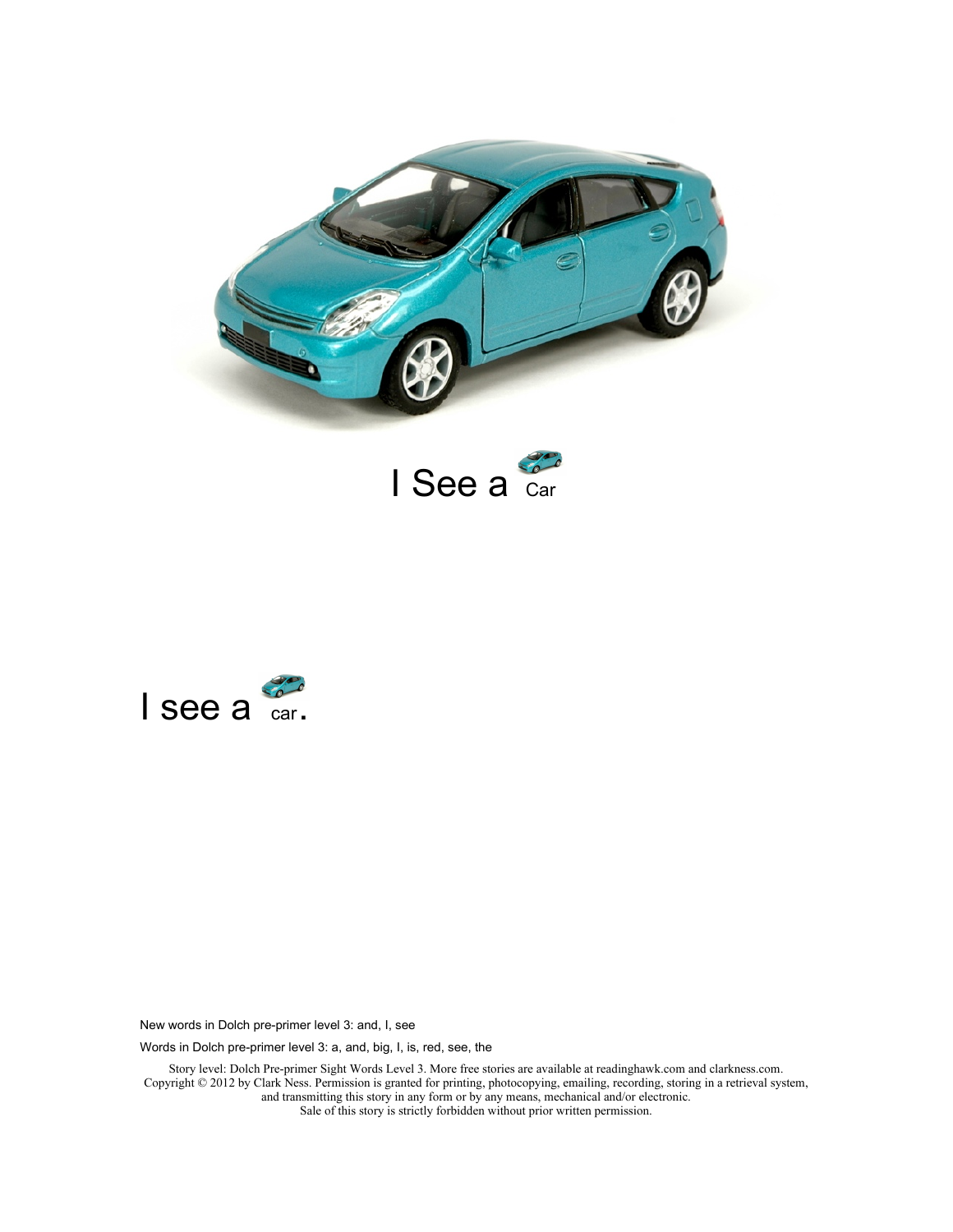I See a Car

I see a car.

New words in Dolch pre-primer level 3: and, I, see

Words in Dolch pre-primer level 3: a, and, big, I, is, red, see, the

Story level: Dolch Pre-primer Sight Words Level 3. More free stories are available at readinghawk.com and clarkness.com. Copyright © 2012 by Clark Ness. Permission is granted for printing, photocopying, emailing, recording, storing in a retrieval system, and transmitting this story in any form or by any means, mechanical and/or electronic. Sale of this story is strictly forbidden without prior written permission.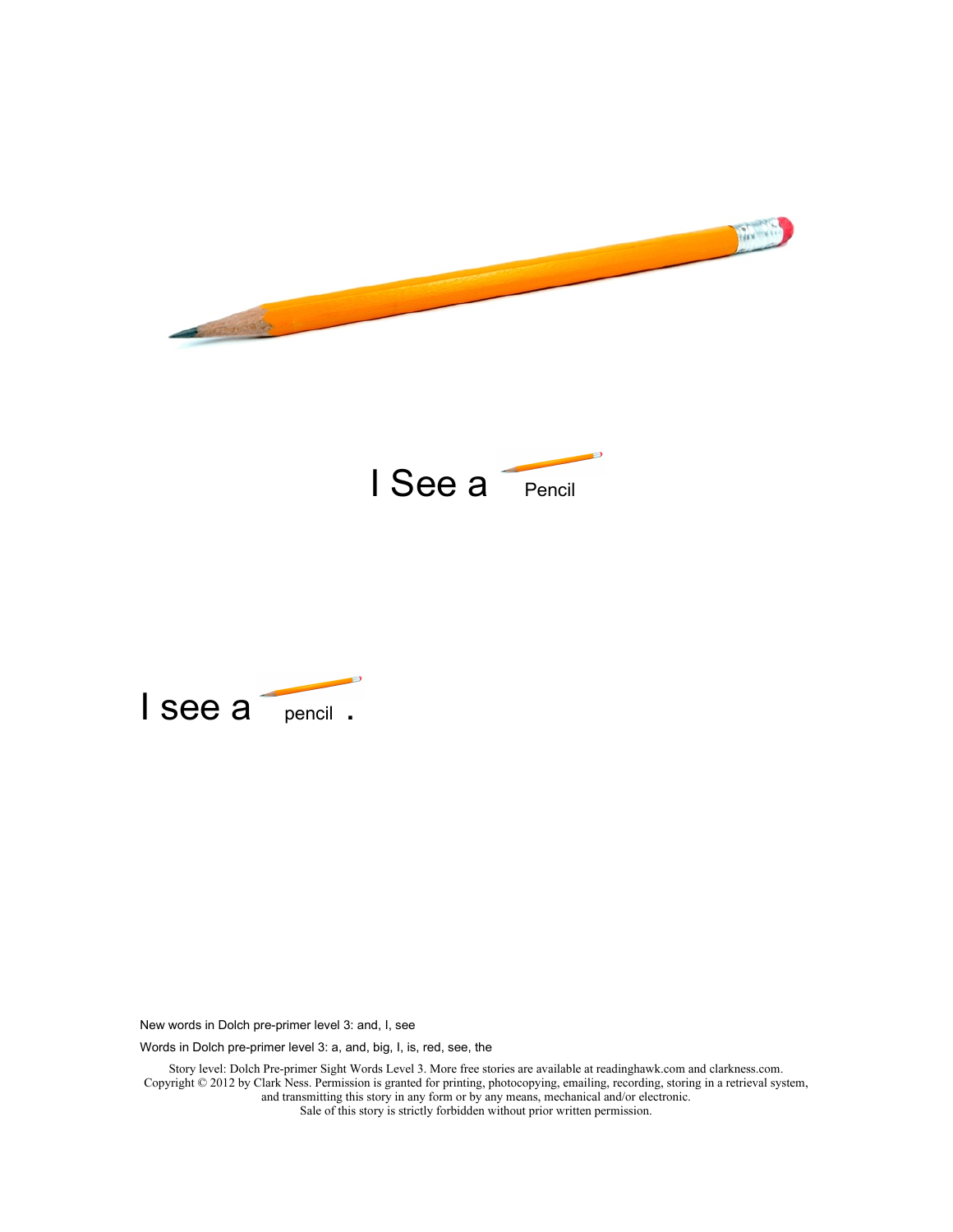I See a Pencil

I see a pencil.

New words in Dolch pre-primer level 3: and, I, see

Words in Dolch pre-primer level 3: a, and, big, I, is, red, see, the

Story level: Dolch Pre-primer Sight Words Level 3. More free stories are available at readinghawk.com and clarkness.com.
Copyright © 2012 by Clark Ness. Permission is granted for printing, photocopying, emailing, recording, storing in a retrieval system, and transmitting this story in any form or by any means, mechanical and/or electronic.
Sale of this story is strictly forbidden without prior written permission.